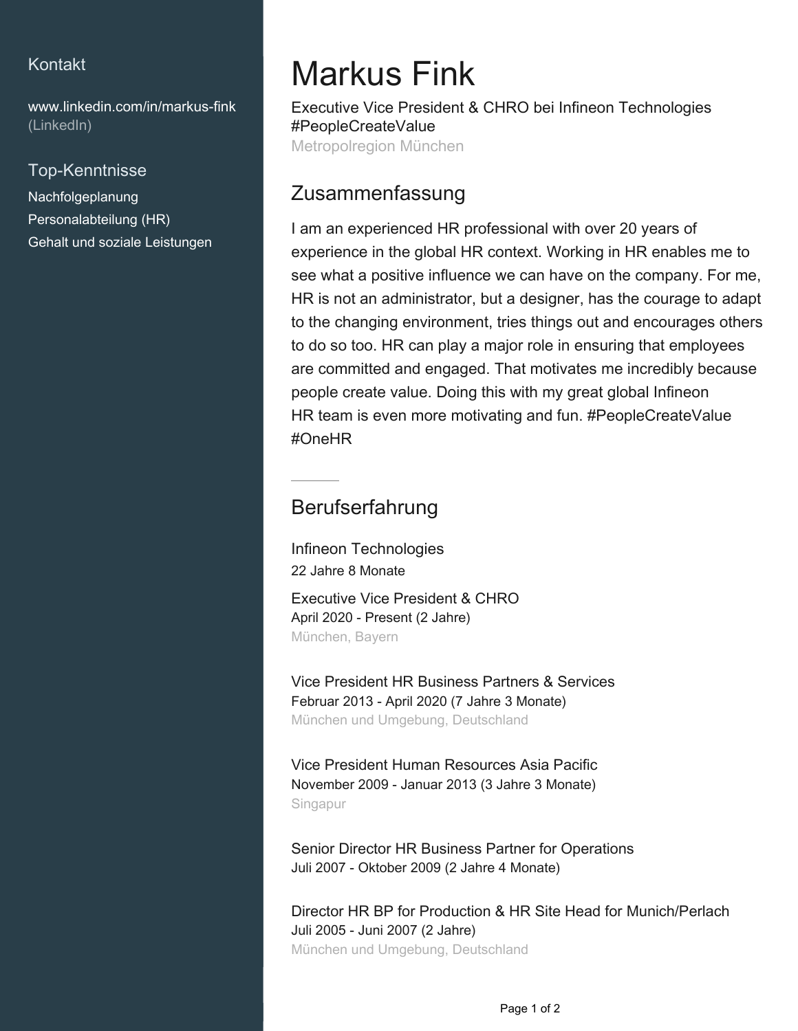## Kontakt

www.linkedin.com/in/markus-fink (LinkedIn)

## Top-Kenntnisse

Nachfolgeplanung
Personalabteilung (HR)
Gehalt und soziale Leistungen

# Markus Fink

Executive Vice President & CHRO bei Infineon Technologies #PeopleCreateValue
Metropolregion München

## Zusammenfassung

I am an experienced HR professional with over 20 years of experience in the global HR context. Working in HR enables me to see what a positive influence we can have on the company. For me, HR is not an administrator, but a designer, has the courage to adapt to the changing environment, tries things out and encourages others to do so too. HR can play a major role in ensuring that employees are committed and engaged. That motivates me incredibly because people create value. Doing this with my great global Infineon HR team is even more motivating and fun. #PeopleCreateValue #OneHR

## Berufserfahrung

### Infineon Technologies
22 Jahre 8 Monate

**Executive Vice President & CHRO**
April 2020 - Present (2 Jahre)
München, Bayern

**Vice President HR Business Partners & Services**
Februar 2013 - April 2020 (7 Jahre 3 Monate)
München und Umgebung, Deutschland

**Vice President Human Resources Asia Pacific**
November 2009 - Januar 2013 (3 Jahre 3 Monate)
Singapur

**Senior Director HR Business Partner for Operations**
Juli 2007 - Oktober 2009 (2 Jahre 4 Monate)

**Director HR BP for Production & HR Site Head for Munich/Perlach**
Juli 2005 - Juni 2007 (2 Jahre)
München und Umgebung, Deutschland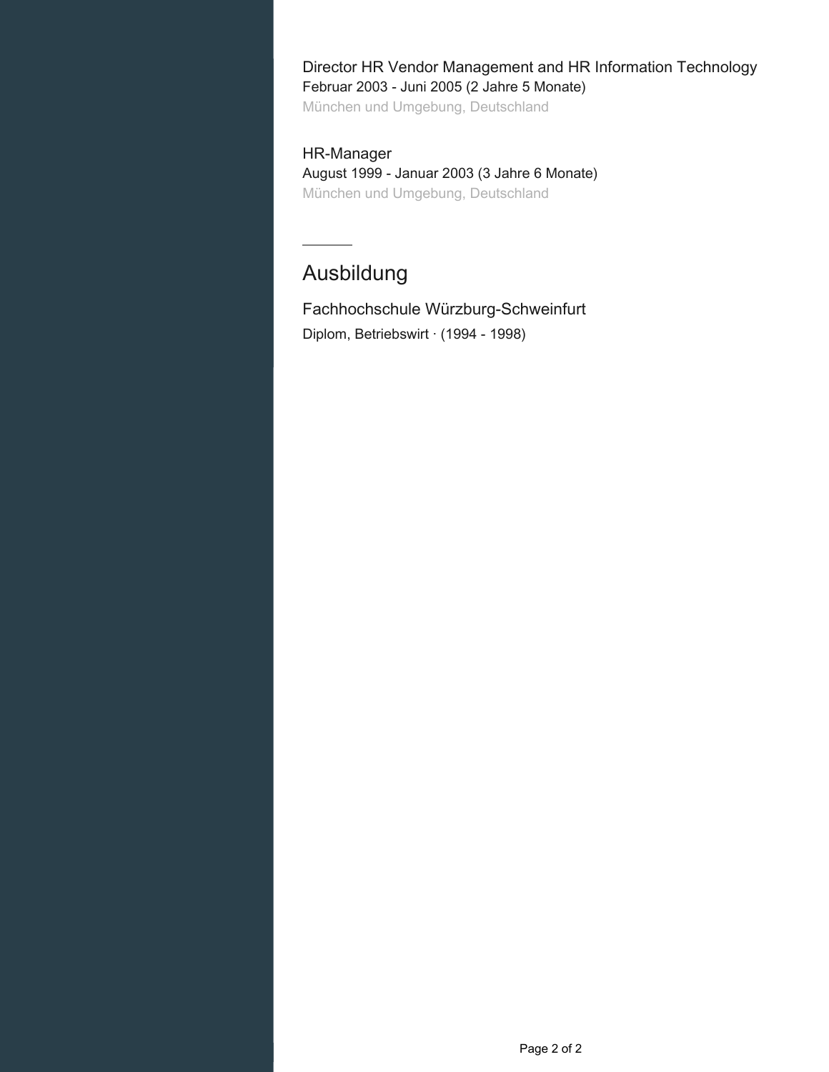### Director HR Vendor Management and HR Information Technology
Februar 2003 - Juni 2005 (2 Jahre 5 Monate)
München und Umgebung, Deutschland

### HR-Manager
August 1999 - Januar 2003 (3 Jahre 6 Monate)
München und Umgebung, Deutschland

## Ausbildung

### Fachhochschule Würzburg-Schweinfurt
Diplom, Betriebswirt · (1994 - 1998)